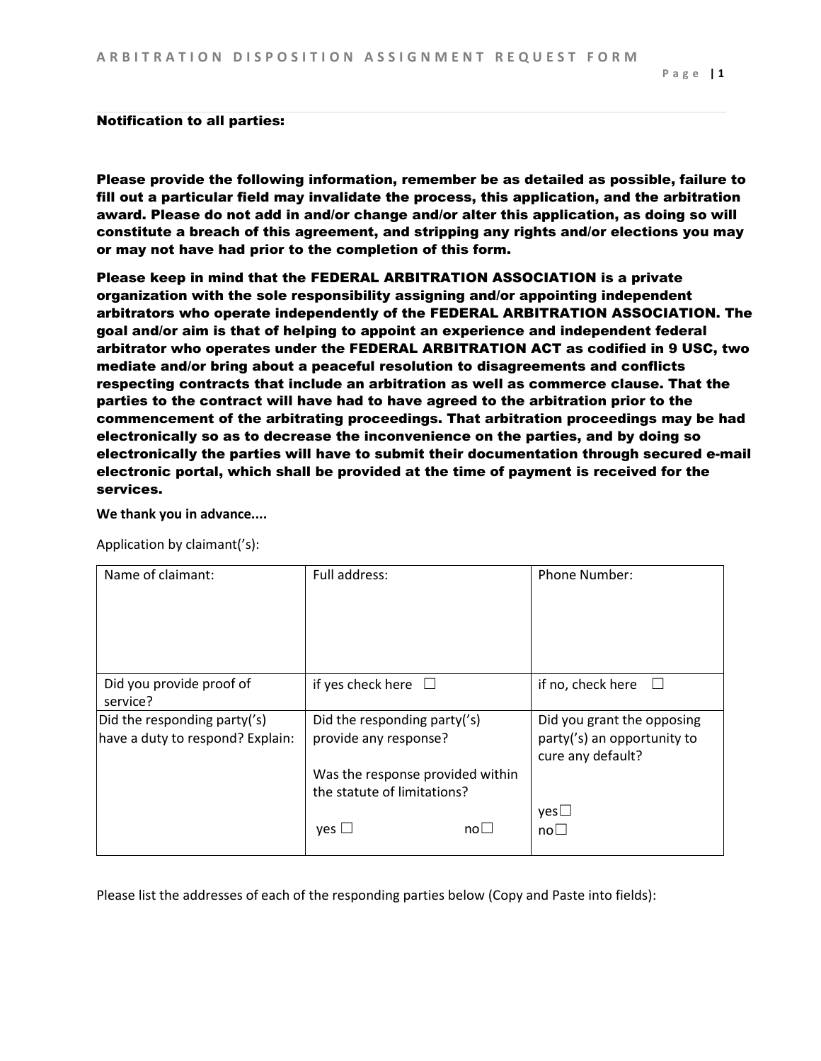**Notification to all parties:**

**Please provide the following information, remember be as detailed as possible, failure to fill out a particular field may invalidate the process, this application, and the arbitration award. Please do not add in and/or change and/or alter this application, as doing so will constitute a breach of this agreement, and stripping any rights and/or elections you may or may not have had prior to the completion of this form.**

**Please keep in mind that the FEDERAL ARBITRATION ASSOCIATION is a private organization with the sole responsibility assigning and/or appointing independent arbitrators who operate independently of the FEDERAL ARBITRATION ASSOCIATION. The goal and/or aim is that of helping to appoint an experience and independent federal arbitrator who operates under the FEDERAL ARBITRATION ACT as codified in 9 USC, two mediate and/or bring about a peaceful resolution to disagreements and conflicts respecting contracts that include an arbitration as well as commerce clause. That the parties to the contract will have had to have agreed to the arbitration prior to the commencement of the arbitrating proceedings. That arbitration proceedings may be had electronically so as to decrease the inconvenience on the parties, and by doing so electronically the parties will have to submit their documentation through secured e-mail electronic portal, which shall be provided at the time of payment is received for the services.**

**We thank you in advance....**

Application by claimant('s):

| Name of claimant: | Full address: | Phone Number: |
|---|---|---|
| Did you provide proof of service? | if yes check here ☐ | if no, check here ☐ |
| Did the responding party('s) have a duty to respond? Explain: | Did the responding party('s) provide any response?<br><br>Was the response provided within the statute of limitations?<br><br>yes ☐ no☐ | Did you grant the opposing party('s) an opportunity to cure any default?<br><br>yes☐<br>no☐ |

Please list the addresses of each of the responding parties below (Copy and Paste into fields):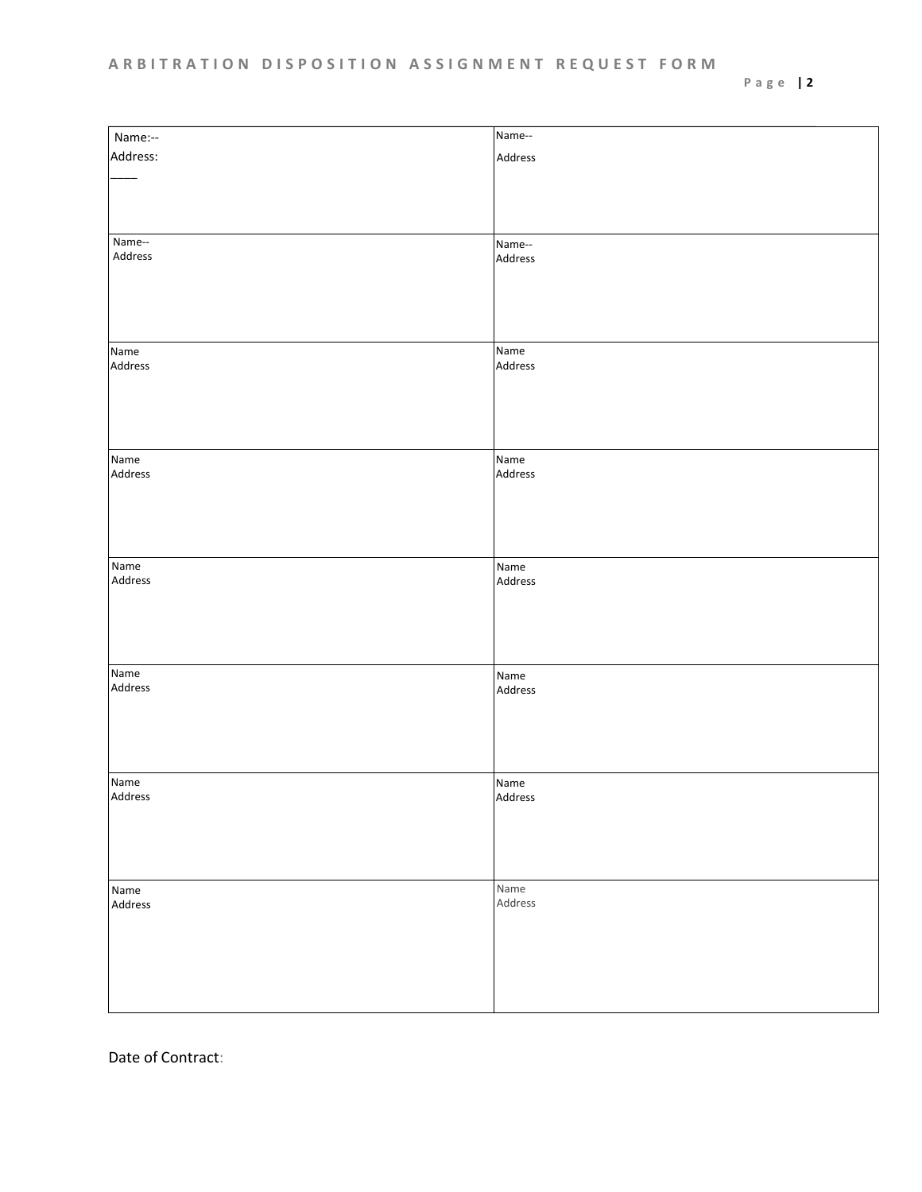| Name:--<br>Address:<br>_____ | Name--<br>Address |
| --- | --- |
| Name--<br>Address | Name--<br>Address |
| Name<br>Address | Name<br>Address |
| Name<br>Address | Name<br>Address |
| Name<br>Address | Name<br>Address |
| Name<br>Address | Name<br>Address |
| Name<br>Address | Name<br>Address |
| Name<br>Address | Name<br>Address |

Date of Contract: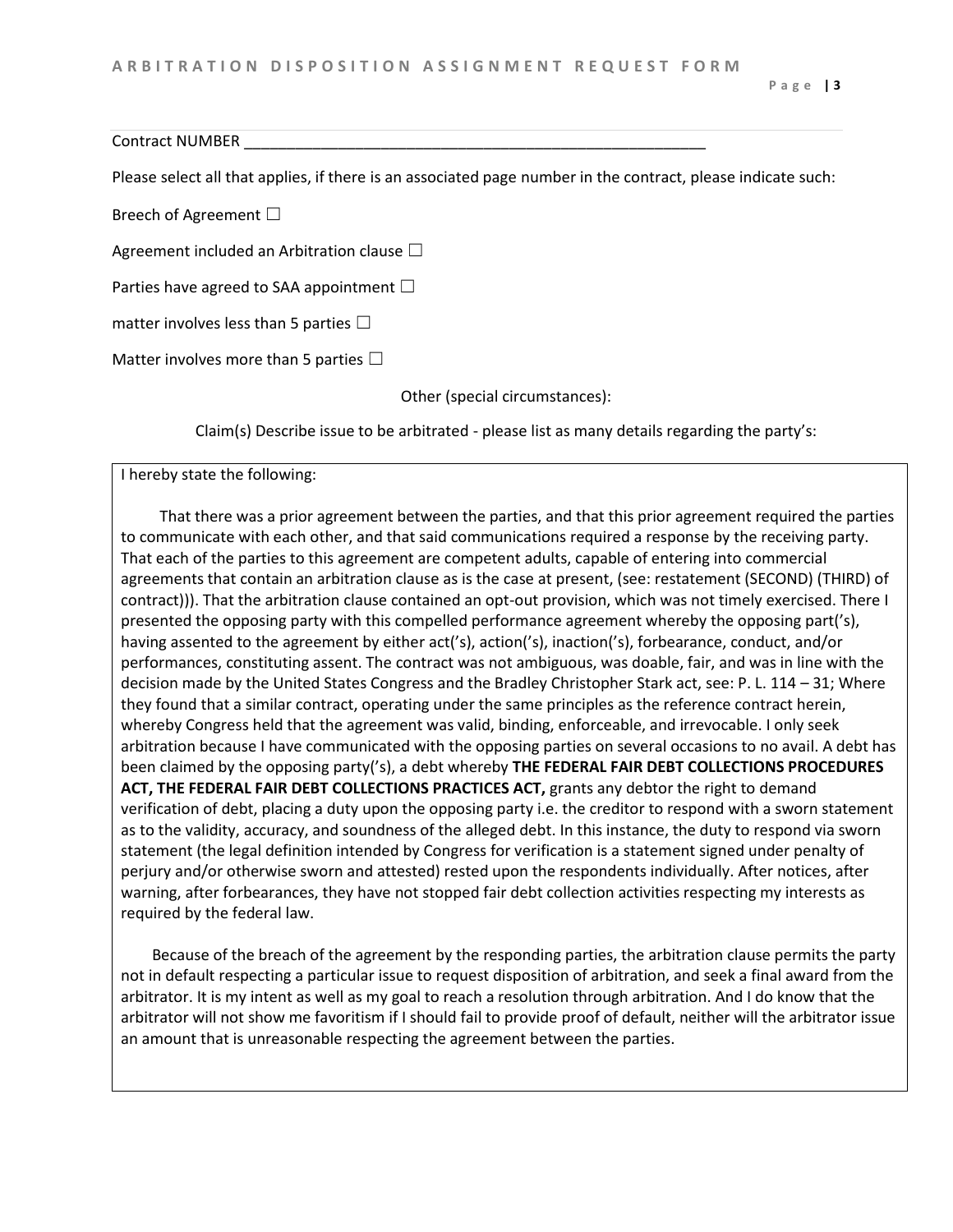Contract NUMBER ________________________________________________________

Please select all that applies, if there is an associated page number in the contract, please indicate such:

Breech of Agreement ☐

Agreement included an Arbitration clause ☐

Parties have agreed to SAA appointment ☐

matter involves less than 5 parties ☐

Matter involves more than 5 parties ☐

Other (special circumstances):

Claim(s) Describe issue to be arbitrated - please list as many details regarding the party's:

I hereby state the following:

That there was a prior agreement between the parties, and that this prior agreement required the parties to communicate with each other, and that said communications required a response by the receiving party. That each of the parties to this agreement are competent adults, capable of entering into commercial agreements that contain an arbitration clause as is the case at present, (see: restatement (SECOND) (THIRD) of contract))). That the arbitration clause contained an opt-out provision, which was not timely exercised. There I presented the opposing party with this compelled performance agreement whereby the opposing part('s), having assented to the agreement by either act('s), action('s), inaction('s), forbearance, conduct, and/or performances, constituting assent. The contract was not ambiguous, was doable, fair, and was in line with the decision made by the United States Congress and the Bradley Christopher Stark act, see: P. L. 114 – 31; Where they found that a similar contract, operating under the same principles as the reference contract herein, whereby Congress held that the agreement was valid, binding, enforceable, and irrevocable. I only seek arbitration because I have communicated with the opposing parties on several occasions to no avail. A debt has been claimed by the opposing party('s), a debt whereby **THE FEDERAL FAIR DEBT COLLECTIONS PROCEDURES ACT, THE FEDERAL FAIR DEBT COLLECTIONS PRACTICES ACT,** grants any debtor the right to demand verification of debt, placing a duty upon the opposing party i.e. the creditor to respond with a sworn statement as to the validity, accuracy, and soundness of the alleged debt. In this instance, the duty to respond via sworn statement (the legal definition intended by Congress for verification is a statement signed under penalty of perjury and/or otherwise sworn and attested) rested upon the respondents individually. After notices, after warning, after forbearances, they have not stopped fair debt collection activities respecting my interests as required by the federal law.

Because of the breach of the agreement by the responding parties, the arbitration clause permits the party not in default respecting a particular issue to request disposition of arbitration, and seek a final award from the arbitrator. It is my intent as well as my goal to reach a resolution through arbitration. And I do know that the arbitrator will not show me favoritism if I should fail to provide proof of default, neither will the arbitrator issue an amount that is unreasonable respecting the agreement between the parties.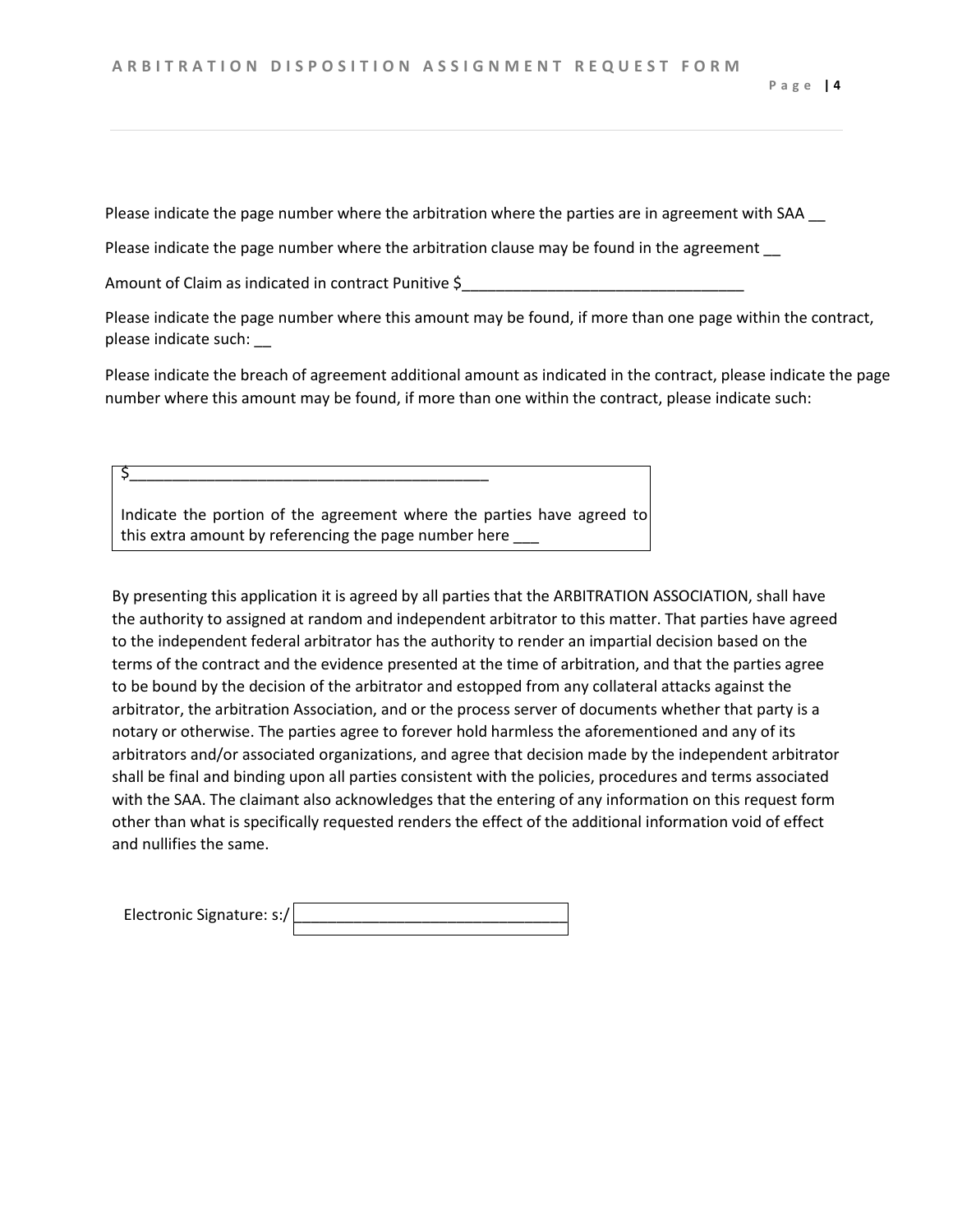Please indicate the page number where the arbitration where the parties are in agreement with SAA __

Please indicate the page number where the arbitration clause may be found in the agreement __

Amount of Claim as indicated in contract Punitive $_________________________________

Please indicate the page number where this amount may be found, if more than one page within the contract, please indicate such: __

Please indicate the breach of agreement additional amount as indicated in the contract, please indicate the page number where this amount may be found, if more than one within the contract, please indicate such:

$___________________________________________

Indicate the portion of the agreement where the parties have agreed to this extra amount by referencing the page number here ___

By presenting this application it is agreed by all parties that the ARBITRATION ASSOCIATION, shall have the authority to assigned at random and independent arbitrator to this matter. That parties have agreed to the independent federal arbitrator has the authority to render an impartial decision based on the terms of the contract and the evidence presented at the time of arbitration, and that the parties agree to be bound by the decision of the arbitrator and estopped from any collateral attacks against the arbitrator, the arbitration Association, and or the process server of documents whether that party is a notary or otherwise. The parties agree to forever hold harmless the aforementioned and any of its arbitrators and/or associated organizations, and agree that decision made by the independent arbitrator shall be final and binding upon all parties consistent with the policies, procedures and terms associated with the SAA. The claimant also acknowledges that the entering of any information on this request form other than what is specifically requested renders the effect of the additional information void of effect and nullifies the same.

Electronic Signature: s:/ ________________________________